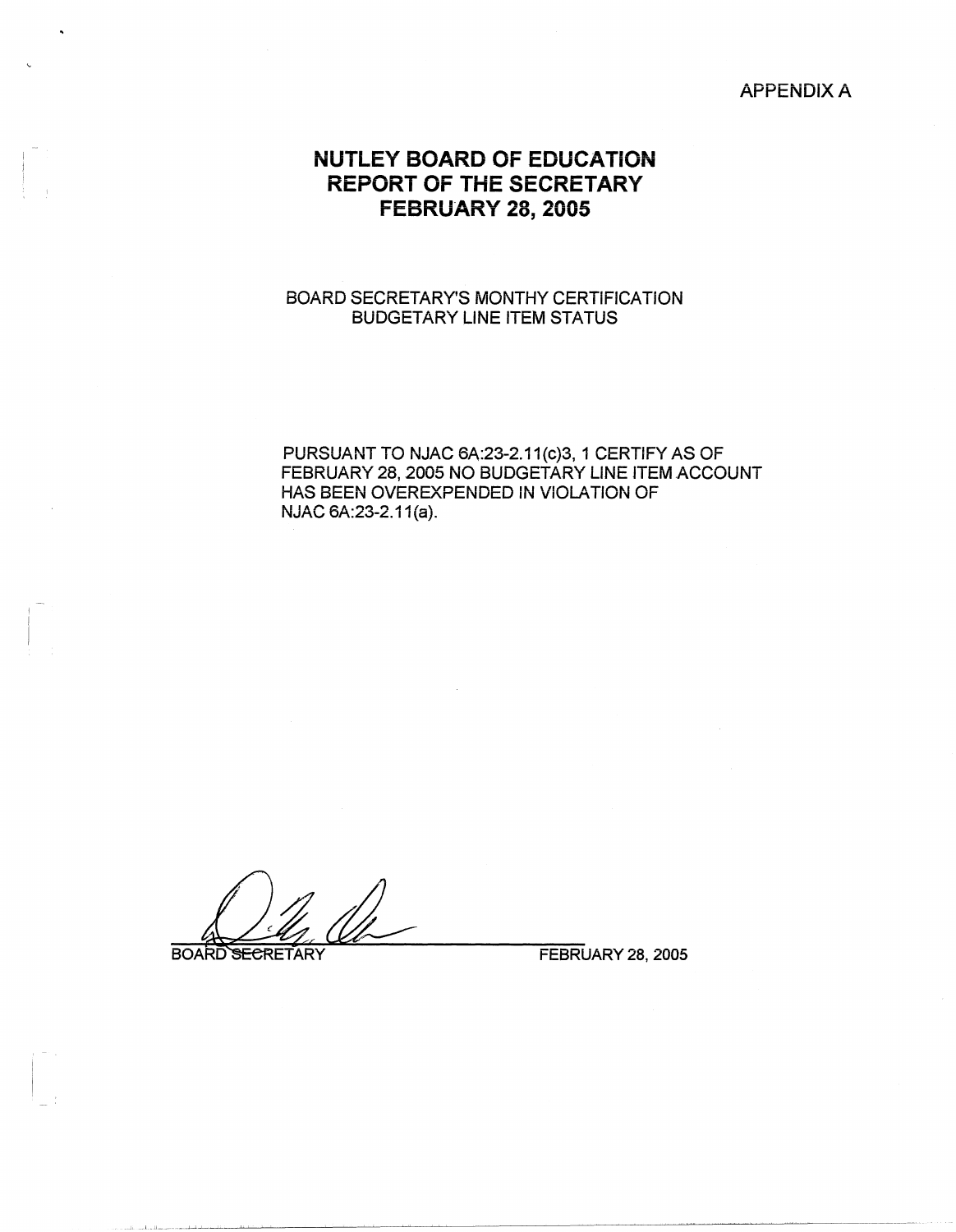APPENDIX A

# NUTLEY BOARD OF EDUCATION
# REPORT OF THE SECRETARY
# FEBRUARY 28, 2005

BOARD SECRETARY'S MONTHY CERTIFICATION
BUDGETARY LINE ITEM STATUS

PURSUANT TO NJAC 6A:23-2.11(c)3, 1 CERTIFY AS OF FEBRUARY 28, 2005 NO BUDGETARY LINE ITEM ACCOUNT HAS BEEN OVEREXPENDED IN VIOLATION OF NJAC 6A:23-2.11(a).

BOARD SECRETARY FEBRUARY 28, 2005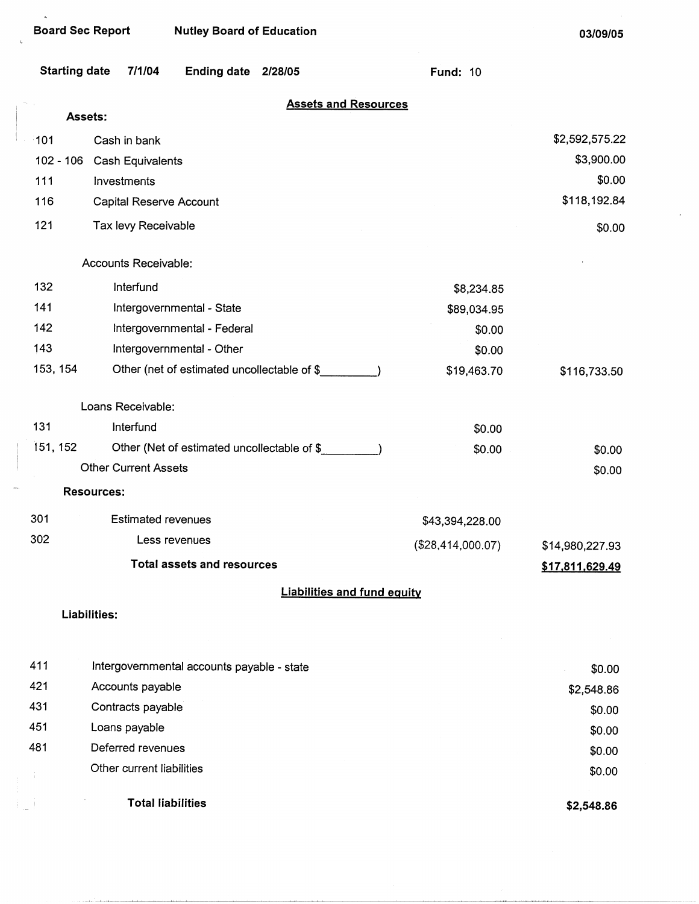**Board Sec Report** **Nutley Board of Education** **03/09/05**

**Starting date** 7/1/04 **Ending date** 2/28/05 **Fund:** 10

## Assets and Resources

**Assets:**

| Code | Description | | Amount |
|---|---|---|---|
| 101 | Cash in bank | | $2,592,575.22 |
| 102 - 106 | Cash Equivalents | | $3,900.00 |
| 111 | Investments | | $0.00 |
| 116 | Capital Reserve Account | | $118,192.84 |
| 121 | Tax levy Receivable | | $0.00 |
| | Accounts Receivable: | | |
| 132 | Interfund | $8,234.85 | |
| 141 | Intergovernmental - State | $89,034.95 | |
| 142 | Intergovernmental - Federal | $0.00 | |
| 143 | Intergovernmental - Other | $0.00 | |
| 153, 154 | Other (net of estimated uncollectable of $_________) | $19,463.70 | $116,733.50 |
| | Loans Receivable: | | |
| 131 | Interfund | $0.00 | |
| 151, 152 | Other (Net of estimated uncollectable of $_________) | $0.00 | $0.00 |
| | Other Current Assets | | $0.00 |

**Resources:**

| Code | Description | | Amount |
|---|---|---|---|
| 301 | Estimated revenues | $43,394,228.00 | |
| 302 | Less revenues | ($28,414,000.07) | $14,980,227.93 |
| | **Total assets and resources** | | **$17,811,629.49** |

## Liabilities and fund equity

**Liabilities:**

| Code | Description | Amount |
|---|---|---|
| 411 | Intergovernmental accounts payable - state | $0.00 |
| 421 | Accounts payable | $2,548.86 |
| 431 | Contracts payable | $0.00 |
| 451 | Loans payable | $0.00 |
| 481 | Deferred revenues | $0.00 |
| | Other current liabilities | $0.00 |
| | **Total liabilities** | **$2,548.86** |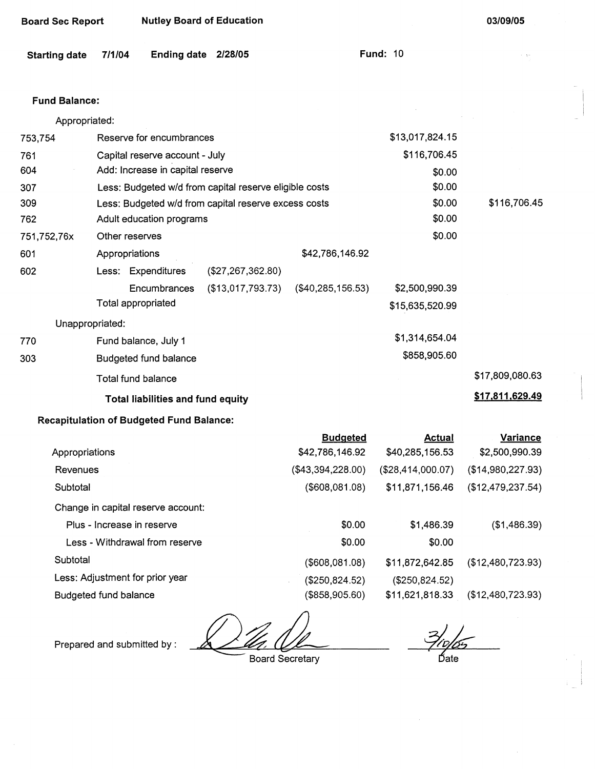**Board Sec Report** **Nutley Board of Education** **03/09/05**

**Starting date** 7/1/04 **Ending date** 2/28/05 **Fund:** 10

**Fund Balance:**

| | | | | | |
|---|---|---|---|---|---|
| | Appropriated: | | | | |
| 753,754 | Reserve for encumbrances | | | $13,017,824.15 | |
| 761 | Capital reserve account - July | | | $116,706.45 | |
| 604 | Add: Increase in capital reserve | | | $0.00 | |
| 307 | Less: Budgeted w/d from capital reserve eligible costs | | | $0.00 | |
| 309 | Less: Budgeted w/d from capital reserve excess costs | | | $0.00 | $116,706.45 |
| 762 | Adult education programs | | | $0.00 | |
| 751,752,76x | Other reserves | | | $0.00 | |
| 601 | Appropriations | | $42,786,146.92 | | |
| 602 | Less: Expenditures | ($27,267,362.80) | | | |
| | Encumbrances | ($13,017,793.73) | ($40,285,156.53) | $2,500,990.39 | |
| | Total appropriated | | | $15,635,520.99 | |
| | Unappropriated: | | | | |
| 770 | Fund balance, July 1 | | | $1,314,654.04 | |
| 303 | Budgeted fund balance | | | $858,905.60 | |
| | Total fund balance | | | | $17,809,080.63 |
| | **Total liabilities and fund equity** | | | | **$17,811,629.49** |

**Recapitulation of Budgeted Fund Balance:**

| | Budgeted | Actual | Variance |
|---|---|---|---|
| Appropriations | $42,786,146.92 | $40,285,156.53 | $2,500,990.39 |
| Revenues | ($43,394,228.00) | ($28,414,000.07) | ($14,980,227.93) |
| Subtotal | ($608,081.08) | $11,871,156.46 | ($12,479,237.54) |
| Change in capital reserve account: | | | |
| Plus - Increase in reserve | $0.00 | $1,486.39 | ($1,486.39) |
| Less - Withdrawal from reserve | $0.00 | $0.00 | |
| Subtotal | ($608,081.08) | $11,872,642.85 | ($12,480,723.93) |
| Less: Adjustment for prior year | ($250,824.52) | ($250,824.52) | |
| Budgeted fund balance | ($858,905.60) | $11,621,818.33 | ($12,480,723.93) |

Prepared and submitted by : ____________________ Board Secretary    3/10/05 Date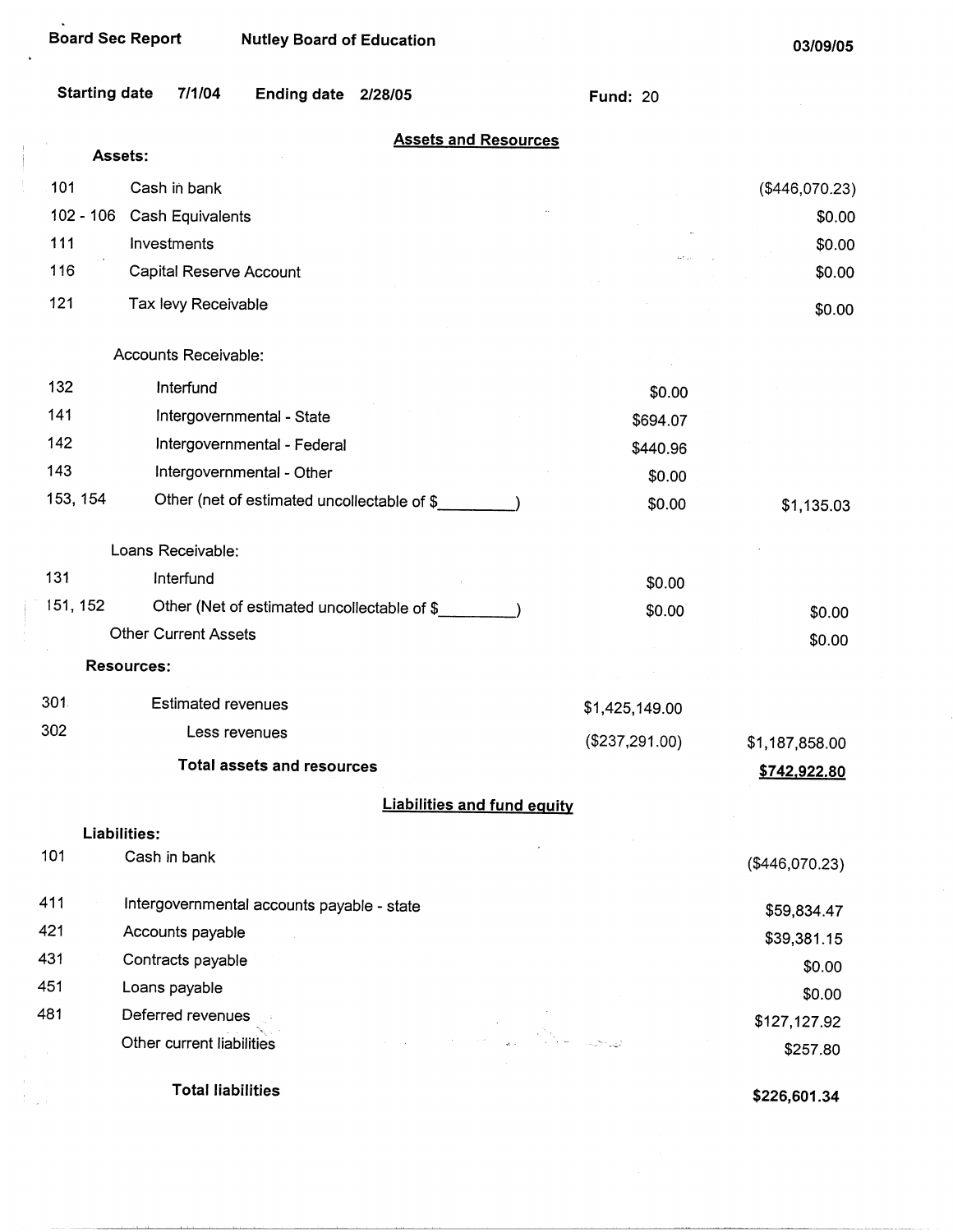Board Sec Report Nutley Board of Education 03/09/05

Starting date 7/1/04 Ending date 2/28/05 Fund: 20

## Assets and Resources

| | | | |
|---|---|---|---|
| **Assets:** | | | |
| 101 | Cash in bank | | ($446,070.23) |
| 102 - 106 | Cash Equivalents | | $0.00 |
| 111 | Investments | | $0.00 |
| 116 | Capital Reserve Account | | $0.00 |
| 121 | Tax levy Receivable | | $0.00 |
| | Accounts Receivable: | | |
| 132 | Interfund | $0.00 | |
| 141 | Intergovernmental - State | $694.07 | |
| 142 | Intergovernmental - Federal | $440.96 | |
| 143 | Intergovernmental - Other | $0.00 | |
| 153, 154 | Other (net of estimated uncollectable of $_________) | $0.00 | $1,135.03 |
| | Loans Receivable: | | |
| 131 | Interfund | $0.00 | |
| 151, 152 | Other (Net of estimated uncollectable of $_________) | $0.00 | $0.00 |
| | Other Current Assets | | $0.00 |
| **Resources:** | | | |
| 301 | Estimated revenues | $1,425,149.00 | |
| 302 | Less revenues | ($237,291.00) | $1,187,858.00 |
| | **Total assets and resources** | | **$742,922.80** |

## Liabilities and fund equity

| | | |
|---|---|---|
| **Liabilities:** | | |
| 101 | Cash in bank | ($446,070.23) |
| 411 | Intergovernmental accounts payable - state | $59,834.47 |
| 421 | Accounts payable | $39,381.15 |
| 431 | Contracts payable | $0.00 |
| 451 | Loans payable | $0.00 |
| 481 | Deferred revenues | $127,127.92 |
| | Other current liabilities | $257.80 |
| | **Total liabilities** | **$226,601.34** |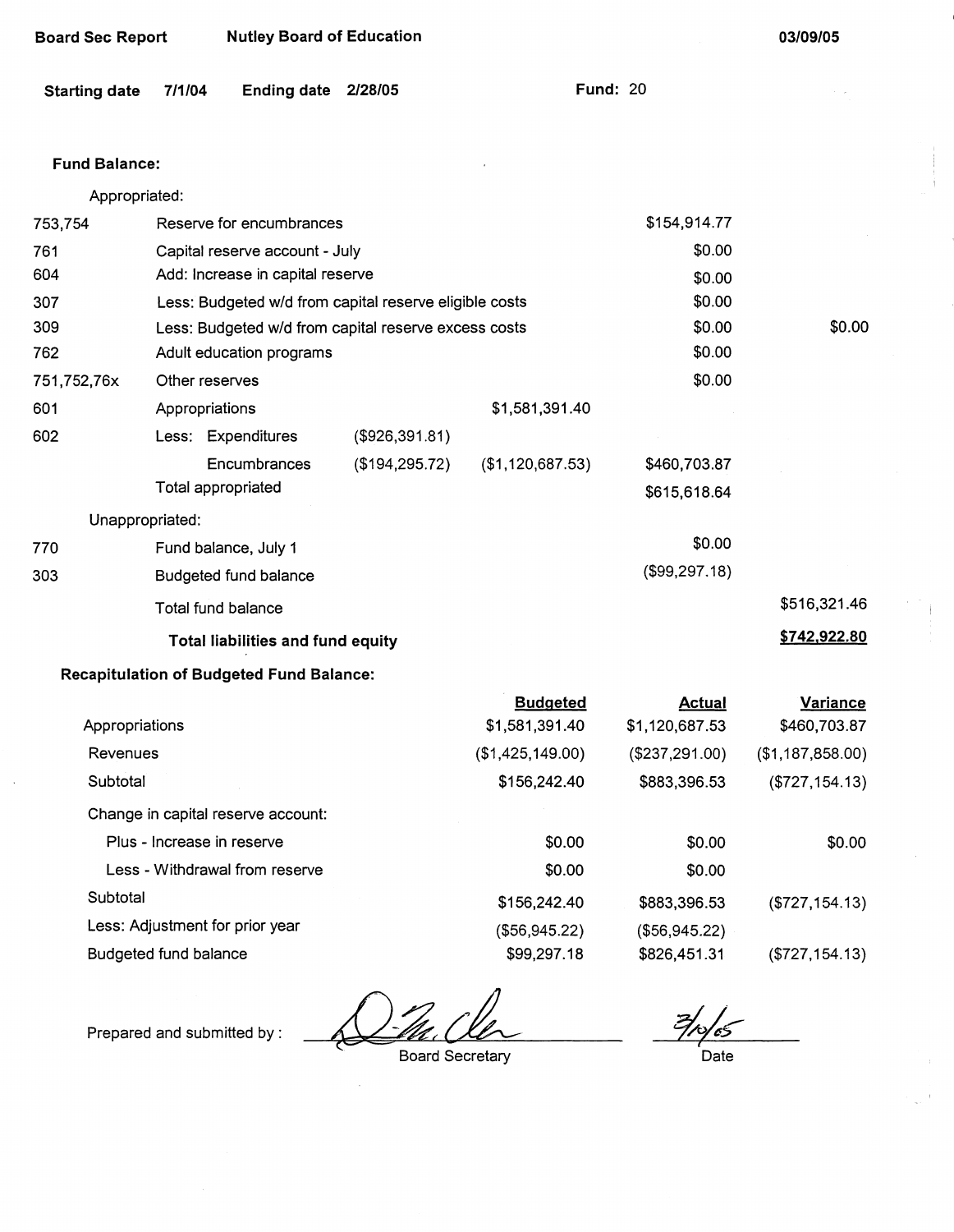Board Sec Report    Nutley Board of Education    03/09/05

Starting date 7/1/04    Ending date 2/28/05    Fund: 20

**Fund Balance:**

| Code | Description | | | | |
|---|---|---|---|---|---|
| | Appropriated: | | | | |
| 753,754 | Reserve for encumbrances | | | $154,914.77 | |
| 761 | Capital reserve account - July | | | $0.00 | |
| 604 | Add: Increase in capital reserve | | | $0.00 | |
| 307 | Less: Budgeted w/d from capital reserve eligible costs | | | $0.00 | |
| 309 | Less: Budgeted w/d from capital reserve excess costs | | | $0.00 | $0.00 |
| 762 | Adult education programs | | | $0.00 | |
| 751,752,76x | Other reserves | | | $0.00 | |
| 601 | Appropriations | | $1,581,391.40 | | |
| 602 | Less: Expenditures | ($926,391.81) | | | |
| | Encumbrances | ($194,295.72) | ($1,120,687.53) | $460,703.87 | |
| | Total appropriated | | | $615,618.64 | |
| | Unappropriated: | | | | |
| 770 | Fund balance, July 1 | | | $0.00 | |
| 303 | Budgeted fund balance | | | ($99,297.18) | |
| | Total fund balance | | | | $516,321.46 |
| | **Total liabilities and fund equity** | | | | **$742,922.80** |

**Recapitulation of Budgeted Fund Balance:**

| | Budgeted | Actual | Variance |
|---|---|---|---|
| Appropriations | $1,581,391.40 | $1,120,687.53 | $460,703.87 |
| Revenues | ($1,425,149.00) | ($237,291.00) | ($1,187,858.00) |
| Subtotal | $156,242.40 | $883,396.53 | ($727,154.13) |
| Change in capital reserve account: | | | |
| Plus - Increase in reserve | $0.00 | $0.00 | $0.00 |
| Less - Withdrawal from reserve | $0.00 | $0.00 | |
| Subtotal | $156,242.40 | $883,396.53 | ($727,154.13) |
| Less: Adjustment for prior year | ($56,945.22) | ($56,945.22) | |
| Budgeted fund balance | $99,297.18 | $826,451.31 | ($727,154.13) |

Prepared and submitted by : [signature] Board Secretary    3/10/05 Date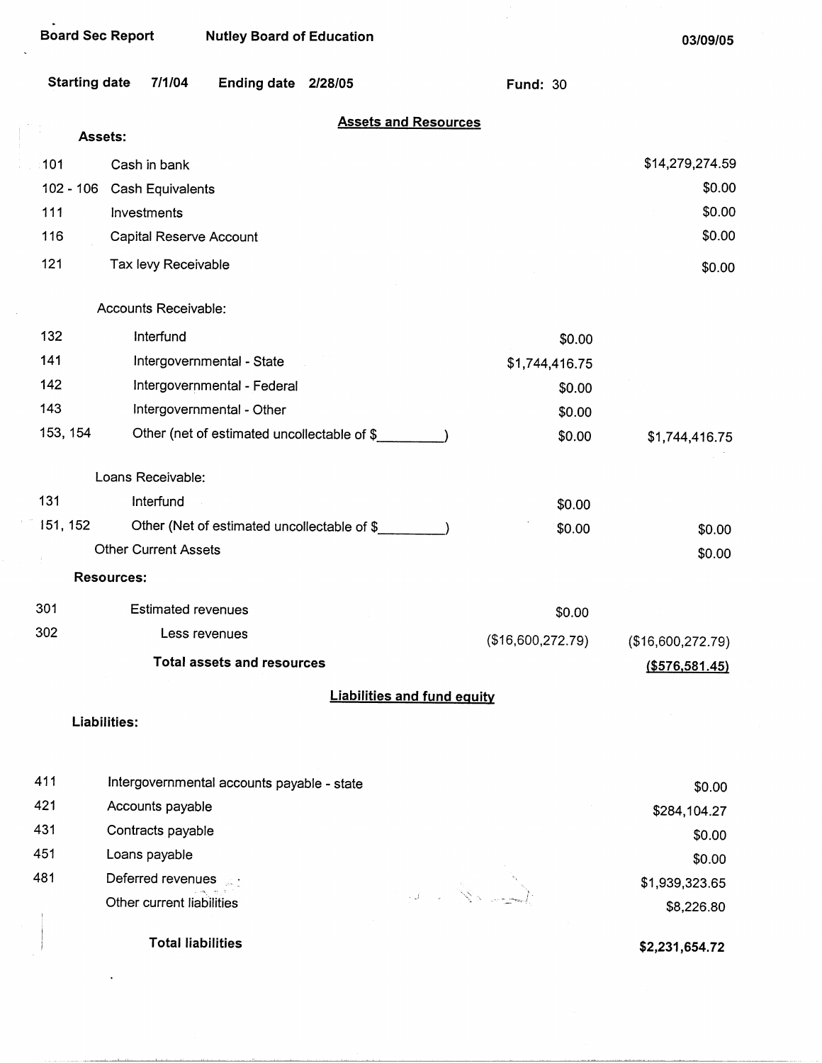Board Sec Report — Nutley Board of Education — 03/09/05

Starting date 7/1/04 Ending date 2/28/05 Fund: 30

## Assets and Resources

**Assets:**

| Code | Description | | |
|---|---|---|---|
| 101 | Cash in bank | | $14,279,274.59 |
| 102 - 106 | Cash Equivalents | | $0.00 |
| 111 | Investments | | $0.00 |
| 116 | Capital Reserve Account | | $0.00 |
| 121 | Tax levy Receivable | | $0.00 |
| | Accounts Receivable: | | |
| 132 | Interfund | $0.00 | |
| 141 | Intergovernmental - State | $1,744,416.75 | |
| 142 | Intergovernmental - Federal | $0.00 | |
| 143 | Intergovernmental - Other | $0.00 | |
| 153, 154 | Other (net of estimated uncollectable of $_________) | $0.00 | $1,744,416.75 |
| | Loans Receivable: | | |
| 131 | Interfund | $0.00 | |
| 151, 152 | Other (Net of estimated uncollectable of $_________) | $0.00 | $0.00 |
| | Other Current Assets | | $0.00 |

**Resources:**

| Code | Description | | |
|---|---|---|---|
| 301 | Estimated revenues | $0.00 | |
| 302 | Less revenues | ($16,600,272.79) | ($16,600,272.79) |
| | **Total assets and resources** | | **($576,581.45)** |

## Liabilities and fund equity

**Liabilities:**

| Code | Description | |
|---|---|---|
| 411 | Intergovernmental accounts payable - state | $0.00 |
| 421 | Accounts payable | $284,104.27 |
| 431 | Contracts payable | $0.00 |
| 451 | Loans payable | $0.00 |
| 481 | Deferred revenues | $1,939,323.65 |
| | Other current liabilities | $8,226.80 |
| | **Total liabilities** | **$2,231,654.72** |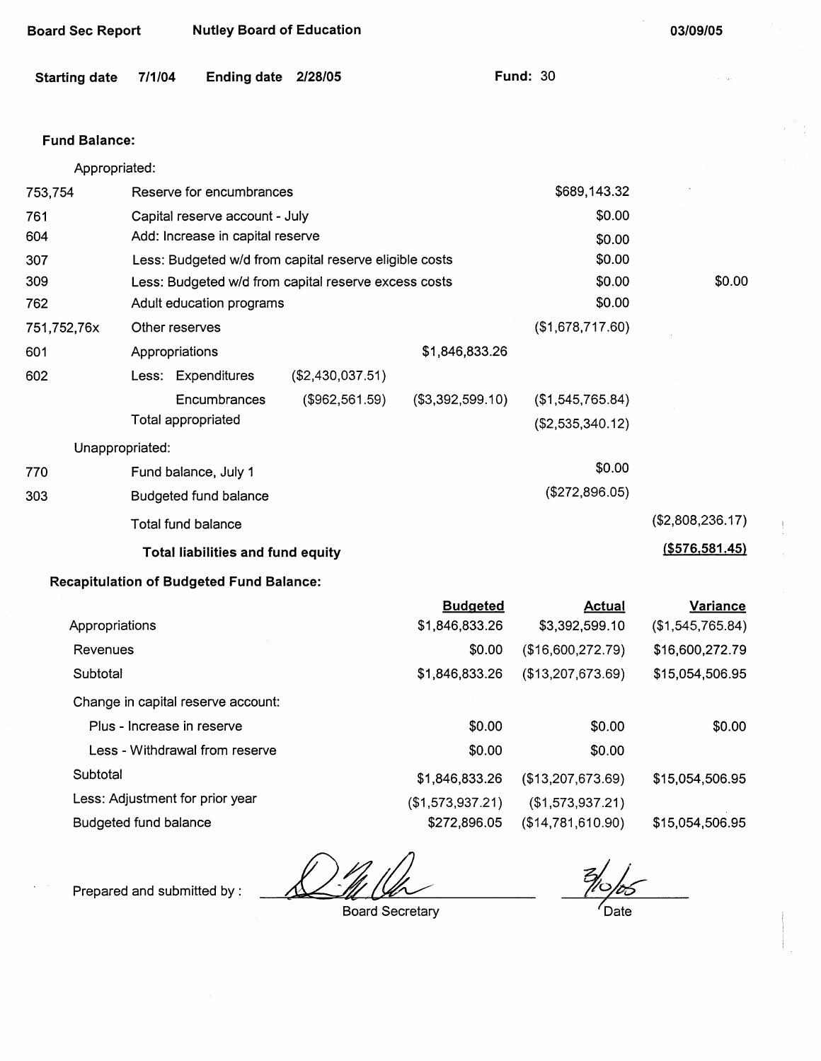**Board Sec Report** **Nutley Board of Education** **03/09/05**

**Starting date** **7/1/04** **Ending date** **2/28/05** **Fund:** 30

**Fund Balance:**

| | Appropriated: | | | | |
|---|---|---|---|---|---|
| 753,754 | Reserve for encumbrances | | | $689,143.32 | |
| 761 | Capital reserve account - July | | | $0.00 | |
| 604 | Add: Increase in capital reserve | | | $0.00 | |
| 307 | Less: Budgeted w/d from capital reserve eligible costs | | | $0.00 | |
| 309 | Less: Budgeted w/d from capital reserve excess costs | | | $0.00 | $0.00 |
| 762 | Adult education programs | | | $0.00 | |
| 751,752,76x | Other reserves | | | ($1,678,717.60) | |
| 601 | Appropriations | | $1,846,833.26 | | |
| 602 | Less: Expenditures | ($2,430,037.51) | | | |
| | Encumbrances | ($962,561.59) | ($3,392,599.10) | ($1,545,765.84) | |
| | Total appropriated | | | ($2,535,340.12) | |
| | Unappropriated: | | | | |
| 770 | Fund balance, July 1 | | | $0.00 | |
| 303 | Budgeted fund balance | | | ($272,896.05) | |
| | Total fund balance | | | | ($2,808,236.17) |
| | **Total liabilities and fund equity** | | | | **($576,581.45)** |

**Recapitulation of Budgeted Fund Balance:**

| | Budgeted | Actual | Variance |
|---|---|---|---|
| Appropriations | $1,846,833.26 | $3,392,599.10 | ($1,545,765.84) |
| Revenues | $0.00 | ($16,600,272.79) | $16,600,272.79 |
| Subtotal | $1,846,833.26 | ($13,207,673.69) | $15,054,506.95 |
| Change in capital reserve account: | | | |
| Plus - Increase in reserve | $0.00 | $0.00 | $0.00 |
| Less - Withdrawal from reserve | $0.00 | $0.00 | |
| Subtotal | $1,846,833.26 | ($13,207,673.69) | $15,054,506.95 |
| Less: Adjustment for prior year | ($1,573,937.21) | ($1,573,937.21) | |
| Budgeted fund balance | $272,896.05 | ($14,781,610.90) | $15,054,506.95 |

Prepared and submitted by : ______________________ Board Secretary

3/10/05 Date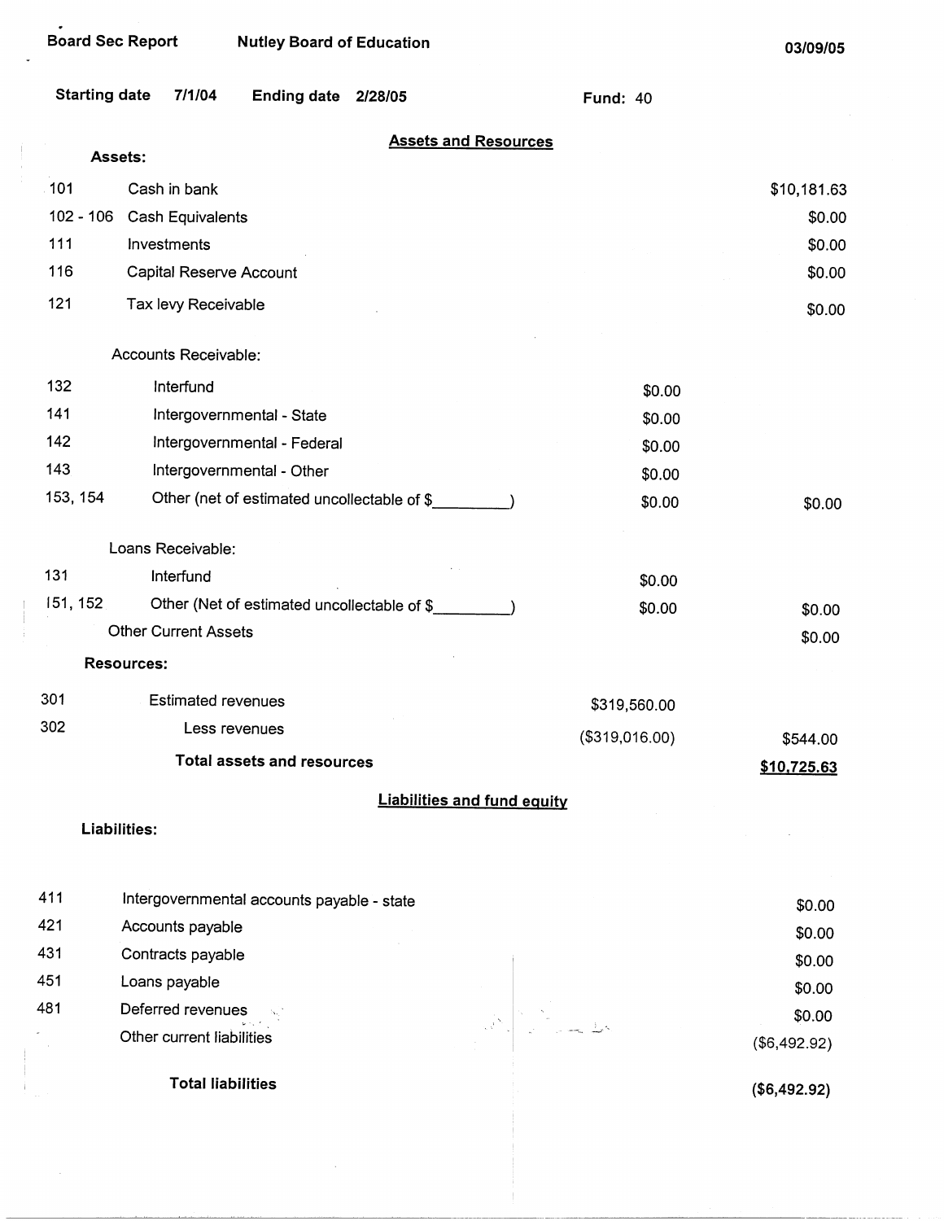Board Sec Report | Nutley Board of Education | 03/09/05

Starting date 7/1/04 | Ending date 2/28/05 | Fund: 40

## Assets and Resources

**Assets:**

| Code | Description | | Amount |
|---|---|---|---|
| 101 | Cash in bank | | $10,181.63 |
| 102 - 106 | Cash Equivalents | | $0.00 |
| 111 | Investments | | $0.00 |
| 116 | Capital Reserve Account | | $0.00 |
| 121 | Tax levy Receivable | | $0.00 |
| | Accounts Receivable: | | |
| 132 | Interfund | $0.00 | |
| 141 | Intergovernmental - State | $0.00 | |
| 142 | Intergovernmental - Federal | $0.00 | |
| 143 | Intergovernmental - Other | $0.00 | |
| 153, 154 | Other (net of estimated uncollectable of $\_\_\_\_\_\_\_\_\_) | $0.00 | $0.00 |
| | Loans Receivable: | | |
| 131 | Interfund | $0.00 | |
| 151, 152 | Other (Net of estimated uncollectable of $\_\_\_\_\_\_\_\_\_) | $0.00 | $0.00 |
| | Other Current Assets | | $0.00 |
| | **Resources:** | | |
| 301 | Estimated revenues | $319,560.00 | |
| 302 | Less revenues | ($319,016.00) | $544.00 |
| | **Total assets and resources** | | **$10,725.63** |

## Liabilities and fund equity

**Liabilities:**

| Code | Description | Amount |
|---|---|---|
| 411 | Intergovernmental accounts payable - state | $0.00 |
| 421 | Accounts payable | $0.00 |
| 431 | Contracts payable | $0.00 |
| 451 | Loans payable | $0.00 |
| 481 | Deferred revenues | $0.00 |
| | Other current liabilities | ($6,492.92) |
| | **Total liabilities** | **($6,492.92)** |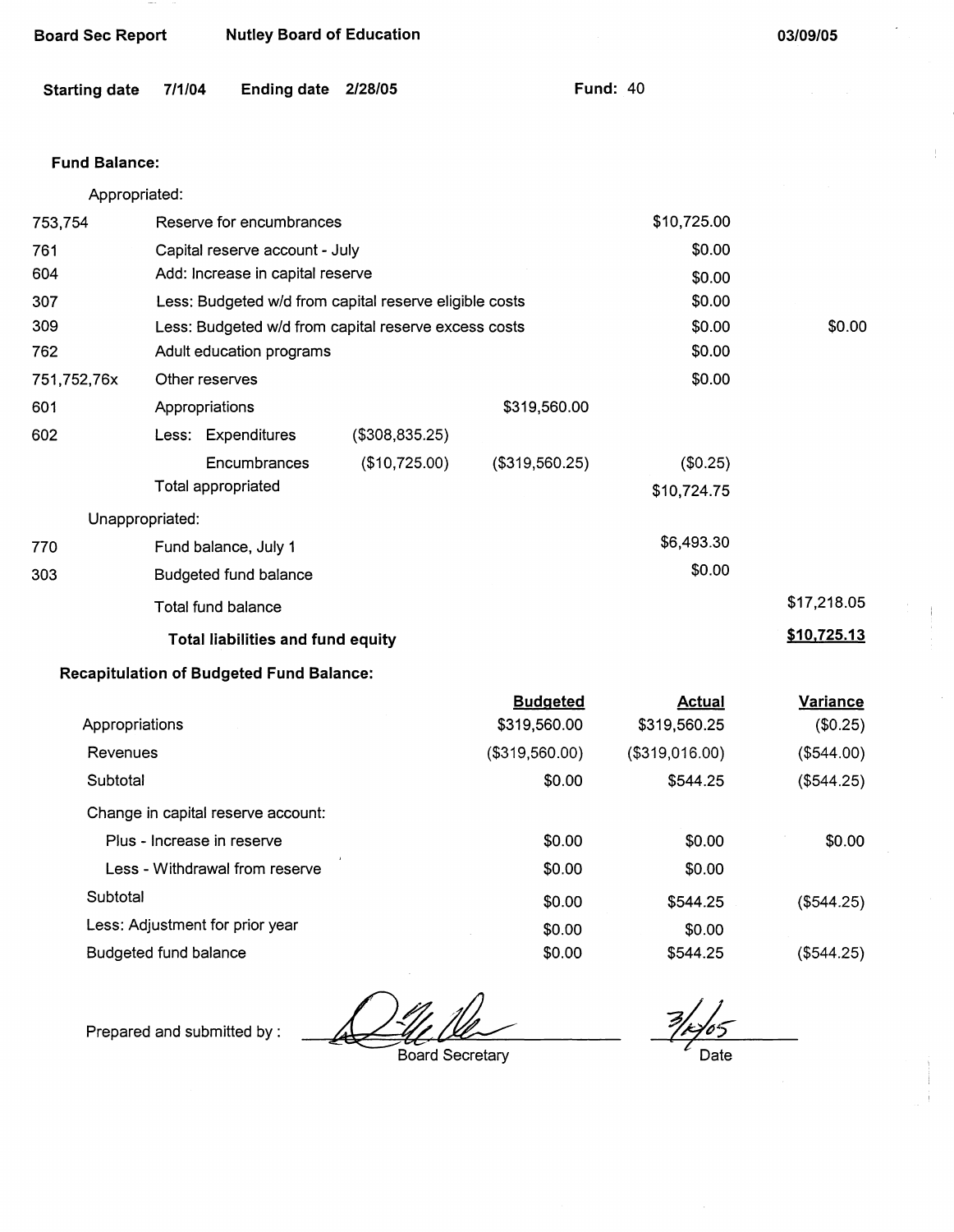**Board Sec Report** **Nutley Board of Education** **03/09/05**

**Starting date** 7/1/04 **Ending date** 2/28/05 **Fund:** 40

**Fund Balance:**

| | | | | | |
|---|---|---|---|---|---|
| Appropriated: | | | | | |
| 753,754 | Reserve for encumbrances | | | $10,725.00 | |
| 761 | Capital reserve account - July | | | $0.00 | |
| 604 | Add: Increase in capital reserve | | | $0.00 | |
| 307 | Less: Budgeted w/d from capital reserve eligible costs | | | $0.00 | |
| 309 | Less: Budgeted w/d from capital reserve excess costs | | | $0.00 | $0.00 |
| 762 | Adult education programs | | | $0.00 | |
| 751,752,76x | Other reserves | | | $0.00 | |
| 601 | Appropriations | | $319,560.00 | | |
| 602 | Less: Expenditures | ($308,835.25) | | | |
| | Encumbrances | ($10,725.00) | ($319,560.25) | ($0.25) | |
| | Total appropriated | | | $10,724.75 | |
| Unappropriated: | | | | | |
| 770 | Fund balance, July 1 | | | $6,493.30 | |
| 303 | Budgeted fund balance | | | $0.00 | |
| | Total fund balance | | | | $17,218.05 |
| | **Total liabilities and fund equity** | | | | **$10,725.13** |

**Recapitulation of Budgeted Fund Balance:**

| | Budgeted | Actual | Variance |
|---|---|---|---|
| Appropriations | $319,560.00 | $319,560.25 | ($0.25) |
| Revenues | ($319,560.00) | ($319,016.00) | ($544.00) |
| Subtotal | $0.00 | $544.25 | ($544.25) |
| Change in capital reserve account: | | | |
| Plus - Increase in reserve | $0.00 | $0.00 | $0.00 |
| Less - Withdrawal from reserve | $0.00 | $0.00 | |
| Subtotal | $0.00 | $544.25 | ($544.25) |
| Less: Adjustment for prior year | $0.00 | $0.00 | |
| Budgeted fund balance | $0.00 | $544.25 | ($544.25) |

Prepared and submitted by : ____________________ Board Secretary

3/1/05 Date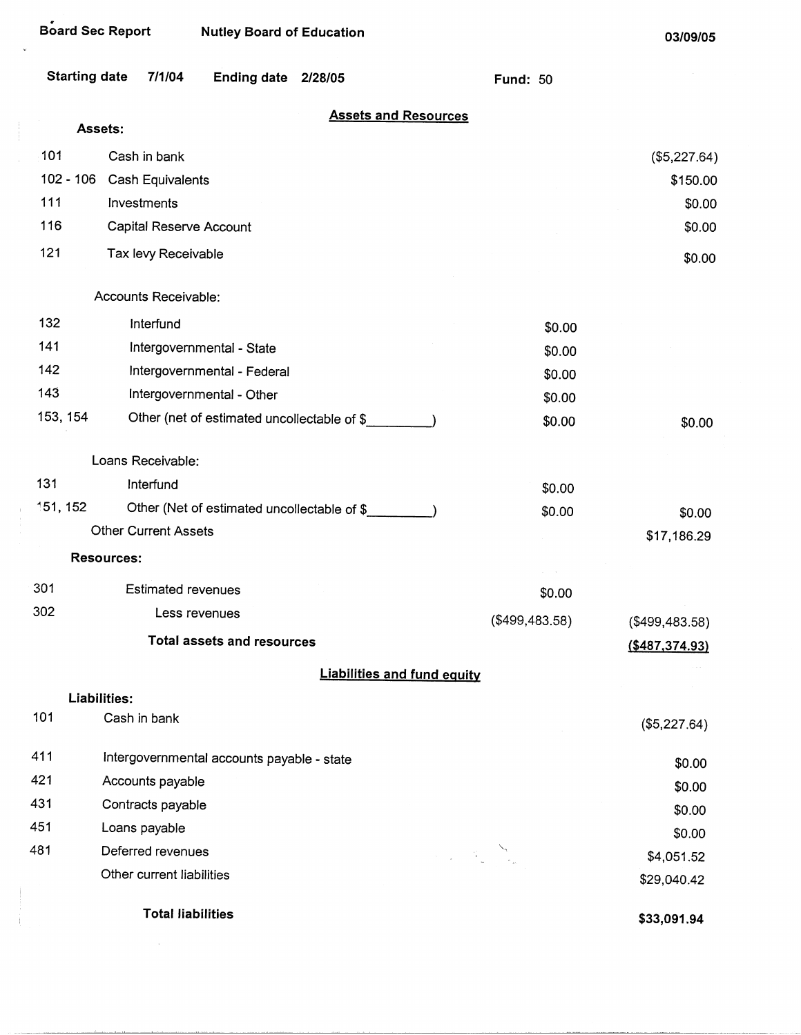Board Sec Report | Nutley Board of Education | 03/09/05

Starting date 7/1/04 | Ending date 2/28/05 | Fund: 50

## Assets and Resources

| Code | Description | | |
|---|---|---|---|
| | **Assets:** | | |
| 101 | Cash in bank | | ($5,227.64) |
| 102 - 106 | Cash Equivalents | | $150.00 |
| 111 | Investments | | $0.00 |
| 116 | Capital Reserve Account | | $0.00 |
| 121 | Tax levy Receivable | | $0.00 |
| | Accounts Receivable: | | |
| 132 | Interfund | $0.00 | |
| 141 | Intergovernmental - State | $0.00 | |
| 142 | Intergovernmental - Federal | $0.00 | |
| 143 | Intergovernmental - Other | $0.00 | |
| 153, 154 | Other (net of estimated uncollectable of $_________) | $0.00 | $0.00 |
| | Loans Receivable: | | |
| 131 | Interfund | $0.00 | |
| 151, 152 | Other (Net of estimated uncollectable of $_________) | $0.00 | $0.00 |
| | Other Current Assets | | $17,186.29 |
| | **Resources:** | | |
| 301 | Estimated revenues | $0.00 | |
| 302 | Less revenues | ($499,483.58) | ($499,483.58) |
| | **Total assets and resources** | | **($487,374.93)** |

## Liabilities and fund equity

| Code | Description | |
|---|---|---|
| | **Liabilities:** | |
| 101 | Cash in bank | ($5,227.64) |
| 411 | Intergovernmental accounts payable - state | $0.00 |
| 421 | Accounts payable | $0.00 |
| 431 | Contracts payable | $0.00 |
| 451 | Loans payable | $0.00 |
| 481 | Deferred revenues | $4,051.52 |
| | Other current liabilities | $29,040.42 |
| | **Total liabilities** | **$33,091.94** |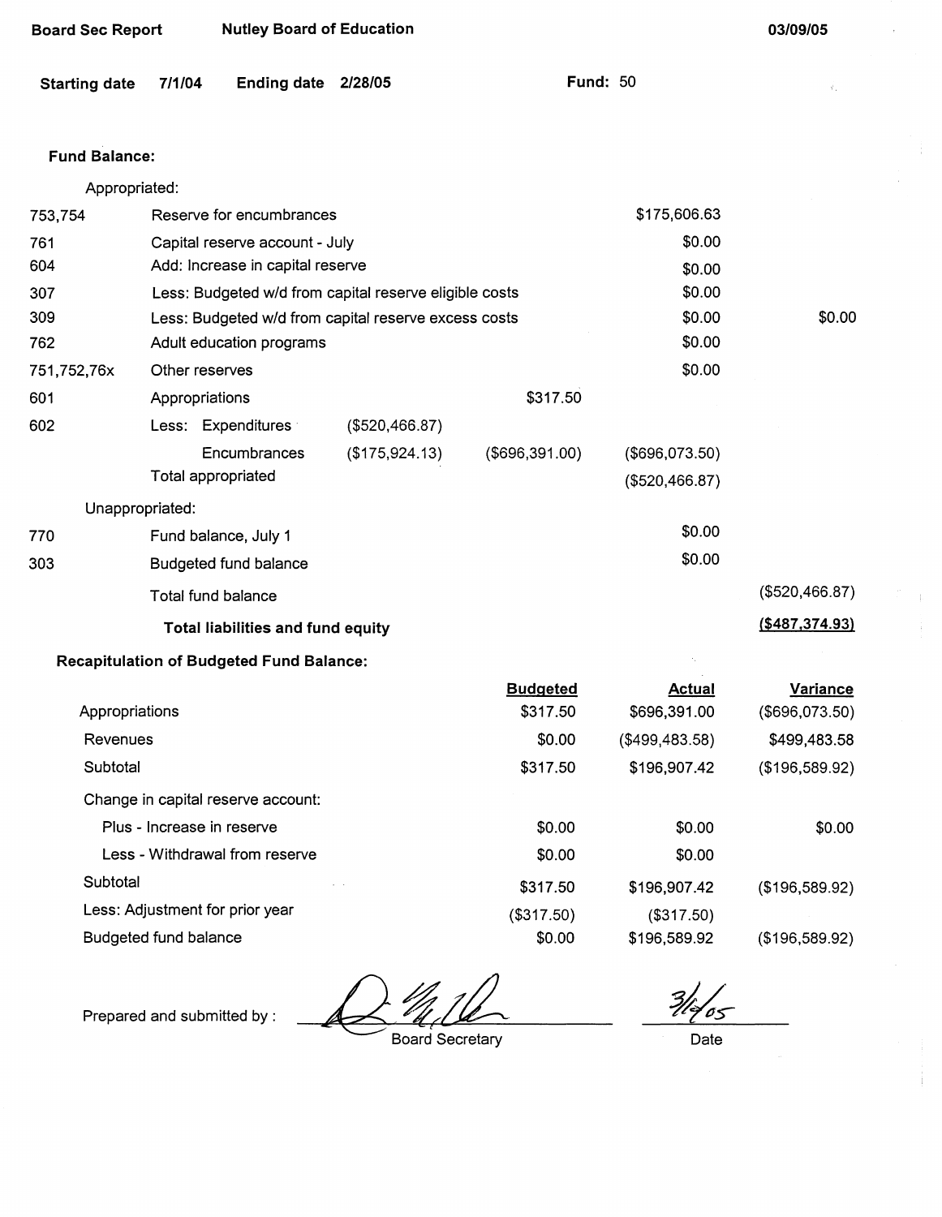Board Sec Report | Nutley Board of Education | 03/09/05

Starting date 7/1/04 | Ending date 2/28/05 | Fund: 50

## Fund Balance:

| Code | Description | | | | |
|---|---|---|---|---|---|
| | Appropriated: | | | | |
| 753,754 | Reserve for encumbrances | | | $175,606.63 | |
| 761 | Capital reserve account - July | | | $0.00 | |
| 604 | Add: Increase in capital reserve | | | $0.00 | |
| 307 | Less: Budgeted w/d from capital reserve eligible costs | | | $0.00 | |
| 309 | Less: Budgeted w/d from capital reserve excess costs | | | $0.00 | $0.00 |
| 762 | Adult education programs | | | $0.00 | |
| 751,752,76x | Other reserves | | | $0.00 | |
| 601 | Appropriations | | $317.50 | | |
| 602 | Less: Expenditures | ($520,466.87) | | | |
| | Encumbrances | ($175,924.13) | ($696,391.00) | ($696,073.50) | |
| | Total appropriated | | | ($520,466.87) | |
| | Unappropriated: | | | | |
| 770 | Fund balance, July 1 | | | $0.00 | |
| 303 | Budgeted fund balance | | | $0.00 | |
| | Total fund balance | | | | ($520,466.87) |
| | **Total liabilities and fund equity** | | | | **($487,374.93)** |

## Recapitulation of Budgeted Fund Balance:

| | Budgeted | Actual | Variance |
|---|---|---|---|
| Appropriations | $317.50 | $696,391.00 | ($696,073.50) |
| Revenues | $0.00 | ($499,483.58) | $499,483.58 |
| Subtotal | $317.50 | $196,907.42 | ($196,589.92) |
| Change in capital reserve account: | | | |
| Plus - Increase in reserve | $0.00 | $0.00 | $0.00 |
| Less - Withdrawal from reserve | $0.00 | $0.00 | |
| Subtotal | $317.50 | $196,907.42 | ($196,589.92) |
| Less: Adjustment for prior year | ($317.50) | ($317.50) | |
| Budgeted fund balance | $0.00 | $196,589.92 | ($196,589.92) |

Prepared and submitted by : _______________ Board Secretary

3/4/05 Date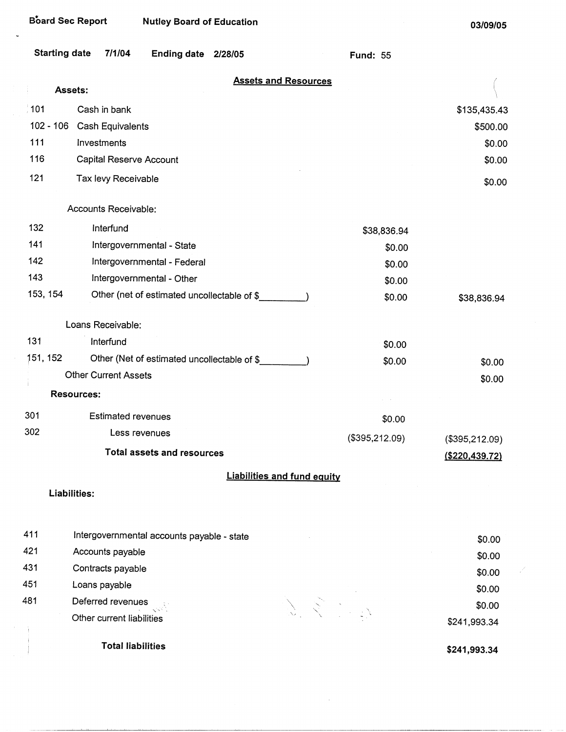Board Sec Report    Nutley Board of Education    03/09/05

Starting date 7/1/04    Ending date 2/28/05    Fund: 55

## Assets and Resources

| | | | |
|---|---|---|---|
| **Assets:** | | | |
| 101 | Cash in bank | | $135,435.43 |
| 102 - 106 | Cash Equivalents | | $500.00 |
| 111 | Investments | | $0.00 |
| 116 | Capital Reserve Account | | $0.00 |
| 121 | Tax levy Receivable | | $0.00 |
| | Accounts Receivable: | | |
| 132 | Interfund | $38,836.94 | |
| 141 | Intergovernmental - State | $0.00 | |
| 142 | Intergovernmental - Federal | $0.00 | |
| 143 | Intergovernmental - Other | $0.00 | |
| 153, 154 | Other (net of estimated uncollectable of $_________) | $0.00 | $38,836.94 |
| | Loans Receivable: | | |
| 131 | Interfund | $0.00 | |
| 151, 152 | Other (Net of estimated uncollectable of $_________) | $0.00 | $0.00 |
| | Other Current Assets | | $0.00 |
| **Resources:** | | | |
| 301 | Estimated revenues | $0.00 | |
| 302 | Less revenues | ($395,212.09) | ($395,212.09) |
| | **Total assets and resources** | | **($220,439.72)** |

## Liabilities and fund equity

| | | |
|---|---|---|
| **Liabilities:** | | |
| 411 | Intergovernmental accounts payable - state | $0.00 |
| 421 | Accounts payable | $0.00 |
| 431 | Contracts payable | $0.00 |
| 451 | Loans payable | $0.00 |
| 481 | Deferred revenues | $0.00 |
| | Other current liabilities | $241,993.34 |
| | **Total liabilities** | **$241,993.34** |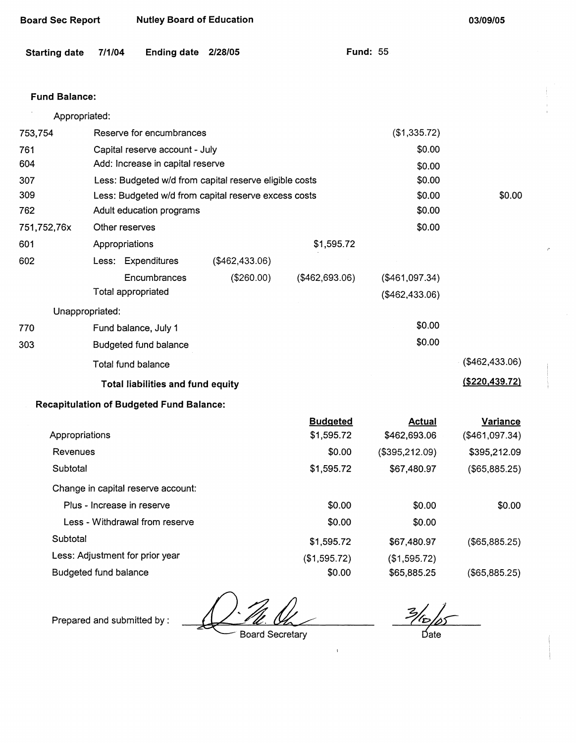Board Sec Report | Nutley Board of Education | 03/09/05

**Starting date** 7/1/04 **Ending date** 2/28/05 **Fund:** 55

**Fund Balance:**

| | | | | | |
|---|---|---|---|---|---|
| | Appropriated: | | | | |
| 753,754 | Reserve for encumbrances | | | ($1,335.72) | |
| 761 | Capital reserve account - July | | | $0.00 | |
| 604 | Add: Increase in capital reserve | | | $0.00 | |
| 307 | Less: Budgeted w/d from capital reserve eligible costs | | | $0.00 | |
| 309 | Less: Budgeted w/d from capital reserve excess costs | | | $0.00 | $0.00 |
| 762 | Adult education programs | | | $0.00 | |
| 751,752,76x | Other reserves | | | $0.00 | |
| 601 | Appropriations | | $1,595.72 | | |
| 602 | Less: Expenditures | ($462,433.06) | | | |
| | Encumbrances | ($260.00) | ($462,693.06) | ($461,097.34) | |
| | Total appropriated | | | ($462,433.06) | |
| | Unappropriated: | | | | |
| 770 | Fund balance, July 1 | | | $0.00 | |
| 303 | Budgeted fund balance | | | $0.00 | |
| | Total fund balance | | | | ($462,433.06) |
| | **Total liabilities and fund equity** | | | | **($220,439.72)** |

**Recapitulation of Budgeted Fund Balance:**

| | Budgeted | Actual | Variance |
|---|---|---|---|
| Appropriations | $1,595.72 | $462,693.06 | ($461,097.34) |
| Revenues | $0.00 | ($395,212.09) | $395,212.09 |
| Subtotal | $1,595.72 | $67,480.97 | ($65,885.25) |
| Change in capital reserve account: | | | |
| Plus - Increase in reserve | $0.00 | $0.00 | $0.00 |
| Less - Withdrawal from reserve | $0.00 | $0.00 | |
| Subtotal | $1,595.72 | $67,480.97 | ($65,885.25) |
| Less: Adjustment for prior year | ($1,595.72) | ($1,595.72) | |
| Budgeted fund balance | $0.00 | $65,885.25 | ($65,885.25) |

Prepared and submitted by : ______________________ Board Secretary &nbsp;&nbsp;&nbsp; 3/10/05 Date